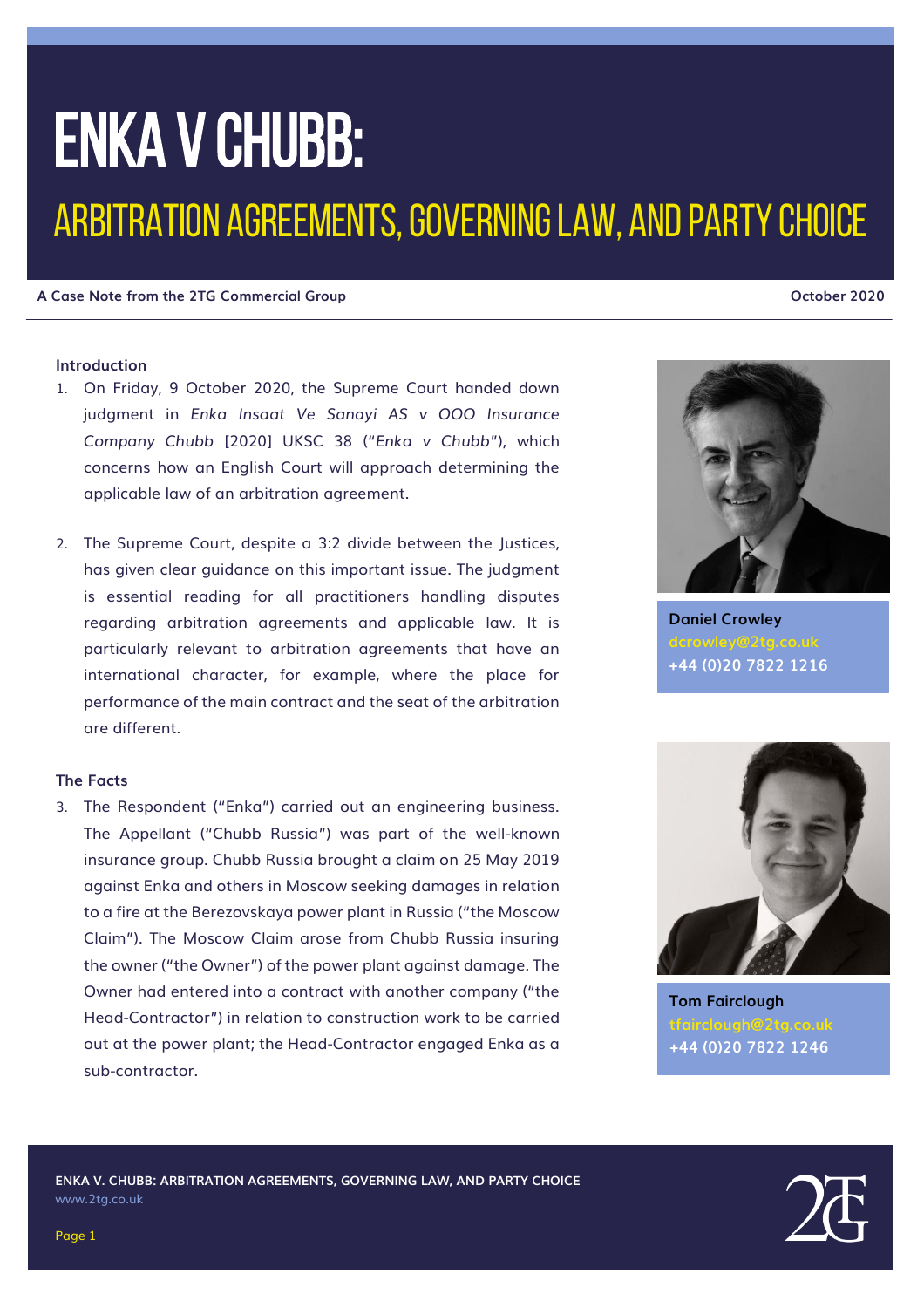# ENKA V CHUBB:

## ARBITRATION AGREEMENTS, GOVERNING LAW, AND PARTY CHOICE

**A Case Note from the 2TG Commercial Group** **October 2020**

**Daniel Crowley**
dcrowley@2tg.co.uk
+44 (0)20 7822 1216

**Tom Fairclough**
tfairclough@2tg.co.uk
+44 (0)20 7822 1246

### Introduction

1. On Friday, 9 October 2020, the Supreme Court handed down judgment in *Enka Insaat Ve Sanayi AS v OOO Insurance Company Chubb* [2020] UKSC 38 ("*Enka v Chubb*"), which concerns how an English Court will approach determining the applicable law of an arbitration agreement.

2. The Supreme Court, despite a 3:2 divide between the Justices, has given clear guidance on this important issue. The judgment is essential reading for all practitioners handling disputes regarding arbitration agreements and applicable law. It is particularly relevant to arbitration agreements that have an international character, for example, where the place for performance of the main contract and the seat of the arbitration are different.

### The Facts

3. The Respondent ("Enka") carried out an engineering business. The Appellant ("Chubb Russia") was part of the well-known insurance group. Chubb Russia brought a claim on 25 May 2019 against Enka and others in Moscow seeking damages in relation to a fire at the Berezovskaya power plant in Russia ("the Moscow Claim"). The Moscow Claim arose from Chubb Russia insuring the owner ("the Owner") of the power plant against damage. The Owner had entered into a contract with another company ("the Head-Contractor") in relation to construction work to be carried out at the power plant; the Head-Contractor engaged Enka as a sub-contractor.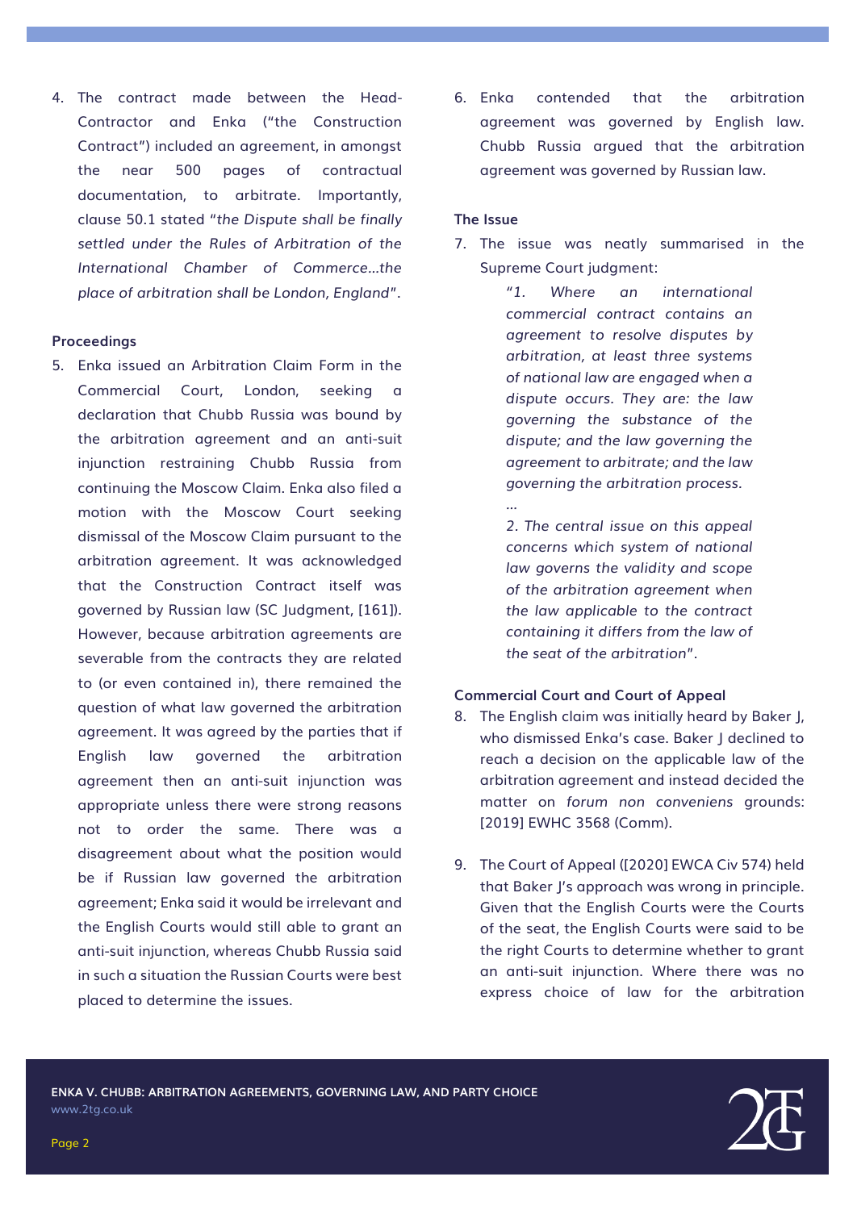4. The contract made between the Head-Contractor and Enka ("the Construction Contract") included an agreement, in amongst the near 500 pages of contractual documentation, to arbitrate. Importantly, clause 50.1 stated "*the Dispute shall be finally settled under the Rules of Arbitration of the International Chamber of Commerce…the place of arbitration shall be London, England*".

### Proceedings

5. Enka issued an Arbitration Claim Form in the Commercial Court, London, seeking a declaration that Chubb Russia was bound by the arbitration agreement and an anti-suit injunction restraining Chubb Russia from continuing the Moscow Claim. Enka also filed a motion with the Moscow Court seeking dismissal of the Moscow Claim pursuant to the arbitration agreement. It was acknowledged that the Construction Contract itself was governed by Russian law (SC Judgment, [161]). However, because arbitration agreements are severable from the contracts they are related to (or even contained in), there remained the question of what law governed the arbitration agreement. It was agreed by the parties that if English law governed the arbitration agreement then an anti-suit injunction was appropriate unless there were strong reasons not to order the same. There was a disagreement about what the position would be if Russian law governed the arbitration agreement; Enka said it would be irrelevant and the English Courts would still able to grant an anti-suit injunction, whereas Chubb Russia said in such a situation the Russian Courts were best placed to determine the issues.

6. Enka contended that the arbitration agreement was governed by English law. Chubb Russia argued that the arbitration agreement was governed by Russian law.

### The Issue

7. The issue was neatly summarised in the Supreme Court judgment:

> *"1. Where an international commercial contract contains an agreement to resolve disputes by arbitration, at least three systems of national law are engaged when a dispute occurs. They are: the law governing the substance of the dispute; and the law governing the agreement to arbitrate; and the law governing the arbitration process.*
>
> *…*
>
> *2. The central issue on this appeal concerns which system of national law governs the validity and scope of the arbitration agreement when the law applicable to the contract containing it differs from the law of the seat of the arbitration".*

### Commercial Court and Court of Appeal

8. The English claim was initially heard by Baker J, who dismissed Enka's case. Baker J declined to reach a decision on the applicable law of the arbitration agreement and instead decided the matter on *forum non conveniens* grounds: [2019] EWHC 3568 (Comm).

9. The Court of Appeal ([2020] EWCA Civ 574) held that Baker J's approach was wrong in principle. Given that the English Courts were the Courts of the seat, the English Courts were said to be the right Courts to determine whether to grant an anti-suit injunction. Where there was no express choice of law for the arbitration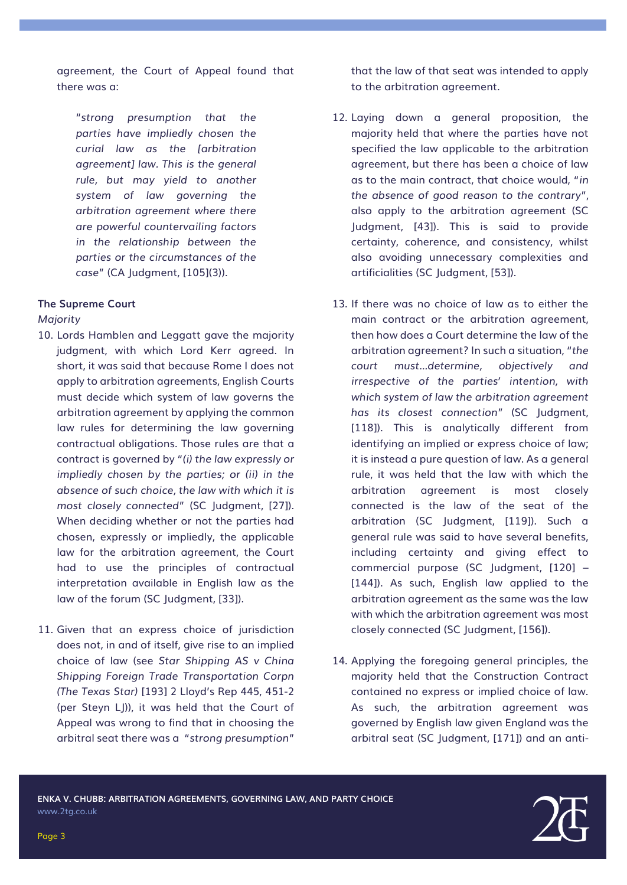agreement, the Court of Appeal found that there was a:

> "*strong presumption that the parties have impliedly chosen the curial law as the [arbitration agreement] law. This is the general rule, but may yield to another system of law governing the arbitration agreement where there are powerful countervailing factors in the relationship between the parties or the circumstances of the case*" (CA Judgment, [105](3)).

**The Supreme Court**

*Majority*

10. Lords Hamblen and Leggatt gave the majority judgment, with which Lord Kerr agreed. In short, it was said that because Rome I does not apply to arbitration agreements, English Courts must decide which system of law governs the arbitration agreement by applying the common law rules for determining the law governing contractual obligations. Those rules are that a contract is governed by "*(i) the law expressly or impliedly chosen by the parties; or (ii) in the absence of such choice, the law with which it is most closely connected*" (SC Judgment, [27]). When deciding whether or not the parties had chosen, expressly or impliedly, the applicable law for the arbitration agreement, the Court had to use the principles of contractual interpretation available in English law as the law of the forum (SC Judgment, [33]).

11. Given that an express choice of jurisdiction does not, in and of itself, give rise to an implied choice of law (see *Star Shipping AS v China Shipping Foreign Trade Transportation Corpn (The Texas Star)* [193] 2 Lloyd's Rep 445, 451-2 (per Steyn LJ)), it was held that the Court of Appeal was wrong to find that in choosing the arbitral seat there was a "*strong presumption*" that the law of that seat was intended to apply to the arbitration agreement.

12. Laying down a general proposition, the majority held that where the parties have not specified the law applicable to the arbitration agreement, but there has been a choice of law as to the main contract, that choice would, "*in the absence of good reason to the contrary*", also apply to the arbitration agreement (SC Judgment, [43]). This is said to provide certainty, coherence, and consistency, whilst also avoiding unnecessary complexities and artificialities (SC Judgment, [53]).

13. If there was no choice of law as to either the main contract or the arbitration agreement, then how does a Court determine the law of the arbitration agreement? In such a situation, "*the court must...determine, objectively and irrespective of the parties' intention, with which system of law the arbitration agreement has its closest connection*" (SC Judgment, [118]). This is analytically different from identifying an implied or express choice of law; it is instead a pure question of law. As a general rule, it was held that the law with which the arbitration agreement is most closely connected is the law of the seat of the arbitration (SC Judgment, [119]). Such a general rule was said to have several benefits, including certainty and giving effect to commercial purpose (SC Judgment, [120] – [144]). As such, English law applied to the arbitration agreement as the same was the law with which the arbitration agreement was most closely connected (SC Judgment, [156]).

14. Applying the foregoing general principles, the majority held that the Construction Contract contained no express or implied choice of law. As such, the arbitration agreement was governed by English law given England was the arbitral seat (SC Judgment, [171]) and an anti-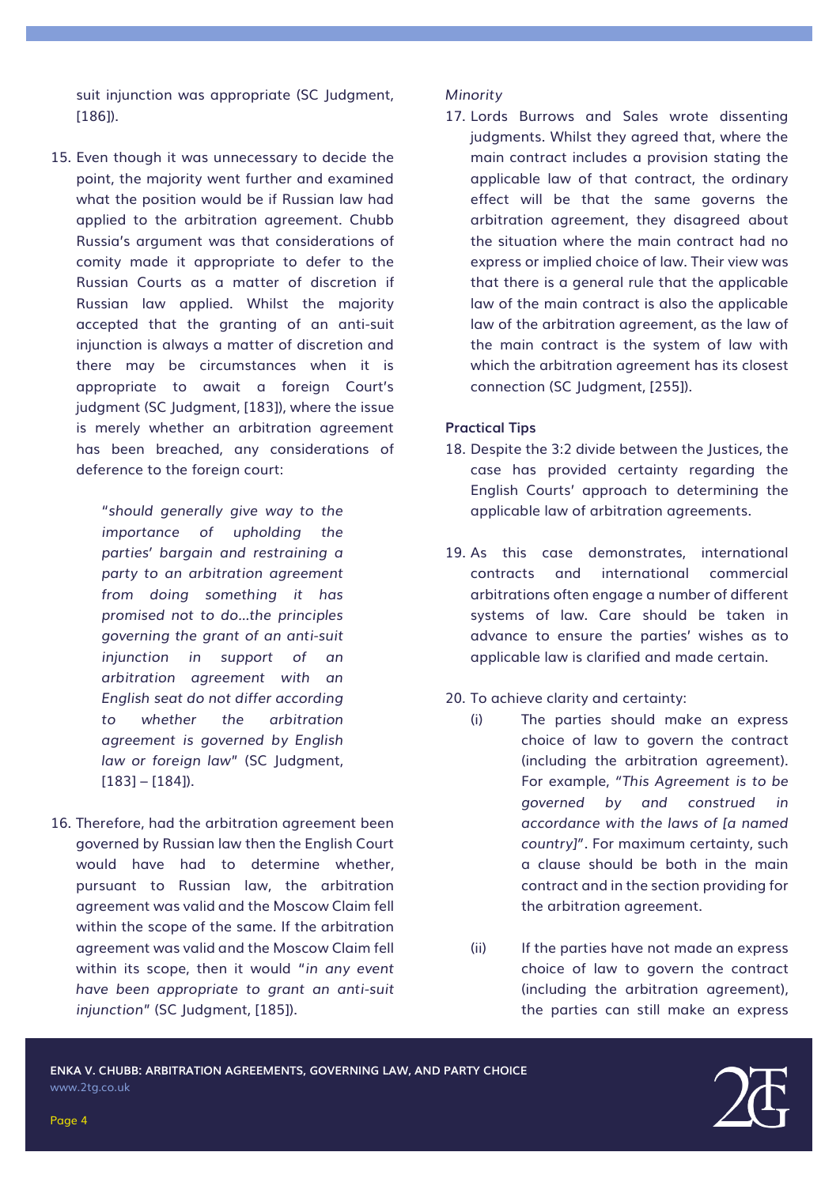suit injunction was appropriate (SC Judgment, [186]).

15. Even though it was unnecessary to decide the point, the majority went further and examined what the position would be if Russian law had applied to the arbitration agreement. Chubb Russia's argument was that considerations of comity made it appropriate to defer to the Russian Courts as a matter of discretion if Russian law applied. Whilst the majority accepted that the granting of an anti-suit injunction is always a matter of discretion and there may be circumstances when it is appropriate to await a foreign Court's judgment (SC Judgment, [183]), where the issue is merely whether an arbitration agreement has been breached, any considerations of deference to the foreign court:

   > "*should generally give way to the importance of upholding the parties' bargain and restraining a party to an arbitration agreement from doing something it has promised not to do…the principles governing the grant of an anti-suit injunction in support of an arbitration agreement with an English seat do not differ according to whether the arbitration agreement is governed by English law or foreign law*" (SC Judgment, [183] – [184]).

16. Therefore, had the arbitration agreement been governed by Russian law then the English Court would have had to determine whether, pursuant to Russian law, the arbitration agreement was valid and the Moscow Claim fell within the scope of the same. If the arbitration agreement was valid and the Moscow Claim fell within its scope, then it would "*in any event have been appropriate to grant an anti-suit injunction*" (SC Judgment, [185]).

*Minority*

17. Lords Burrows and Sales wrote dissenting judgments. Whilst they agreed that, where the main contract includes a provision stating the applicable law of that contract, the ordinary effect will be that the same governs the arbitration agreement, they disagreed about the situation where the main contract had no express or implied choice of law. Their view was that there is a general rule that the applicable law of the main contract is also the applicable law of the arbitration agreement, as the law of the main contract is the system of law with which the arbitration agreement has its closest connection (SC Judgment, [255]).

**Practical Tips**

18. Despite the 3:2 divide between the Justices, the case has provided certainty regarding the English Courts' approach to determining the applicable law of arbitration agreements.

19. As this case demonstrates, international contracts and international commercial arbitrations often engage a number of different systems of law. Care should be taken in advance to ensure the parties' wishes as to applicable law is clarified and made certain.

20. To achieve clarity and certainty:
    (i) The parties should make an express choice of law to govern the contract (including the arbitration agreement). For example, "*This Agreement is to be governed by and construed in accordance with the laws of [a named country]*". For maximum certainty, such a clause should be both in the main contract and in the section providing for the arbitration agreement.

    (ii) If the parties have not made an express choice of law to govern the contract (including the arbitration agreement), the parties can still make an express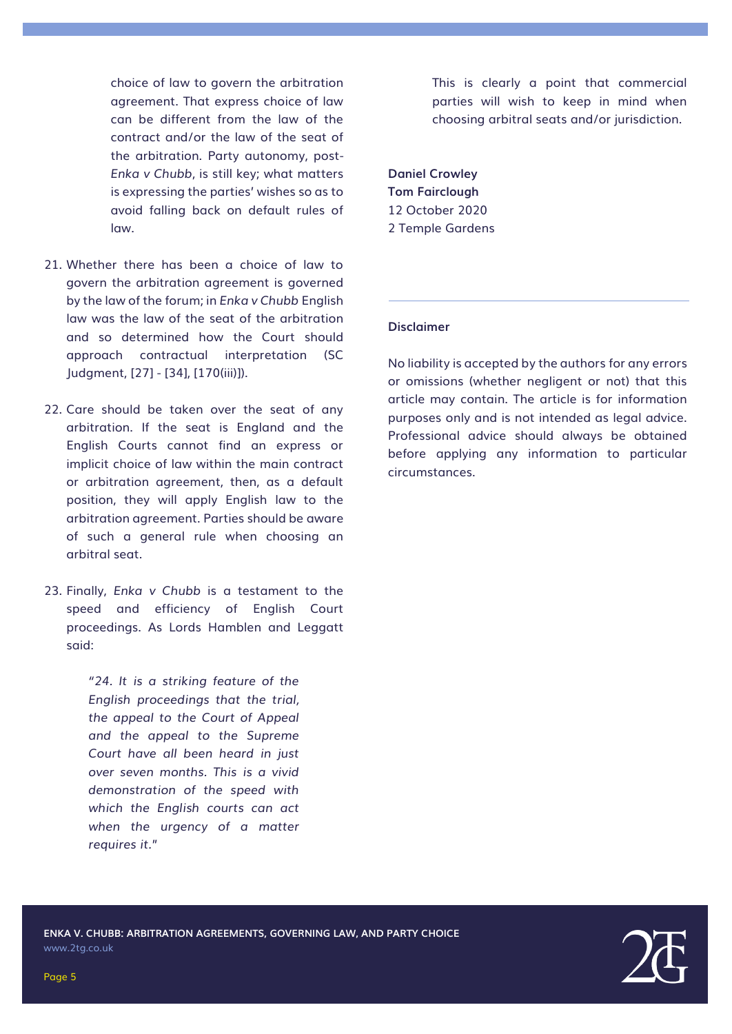choice of law to govern the arbitration agreement. That express choice of law can be different from the law of the contract and/or the law of the seat of the arbitration. Party autonomy, post-*Enka v Chubb*, is still key; what matters is expressing the parties' wishes so as to avoid falling back on default rules of law.

21. Whether there has been a choice of law to govern the arbitration agreement is governed by the law of the forum; in *Enka v Chubb* English law was the law of the seat of the arbitration and so determined how the Court should approach contractual interpretation (SC Judgment, [27] - [34], [170(iii)]).

22. Care should be taken over the seat of any arbitration. If the seat is England and the English Courts cannot find an express or implicit choice of law within the main contract or arbitration agreement, then, as a default position, they will apply English law to the arbitration agreement. Parties should be aware of such a general rule when choosing an arbitral seat.

23. Finally, *Enka v Chubb* is a testament to the speed and efficiency of English Court proceedings. As Lords Hamblen and Leggatt said:

> "*24. It is a striking feature of the English proceedings that the trial, the appeal to the Court of Appeal and the appeal to the Supreme Court have all been heard in just over seven months. This is a vivid demonstration of the speed with which the English courts can act when the urgency of a matter requires it.*"

This is clearly a point that commercial parties will wish to keep in mind when choosing arbitral seats and/or jurisdiction.

**Daniel Crowley**
**Tom Fairclough**
12 October 2020
2 Temple Gardens

---

**Disclaimer**

No liability is accepted by the authors for any errors or omissions (whether negligent or not) that this article may contain. The article is for information purposes only and is not intended as legal advice. Professional advice should always be obtained before applying any information to particular circumstances.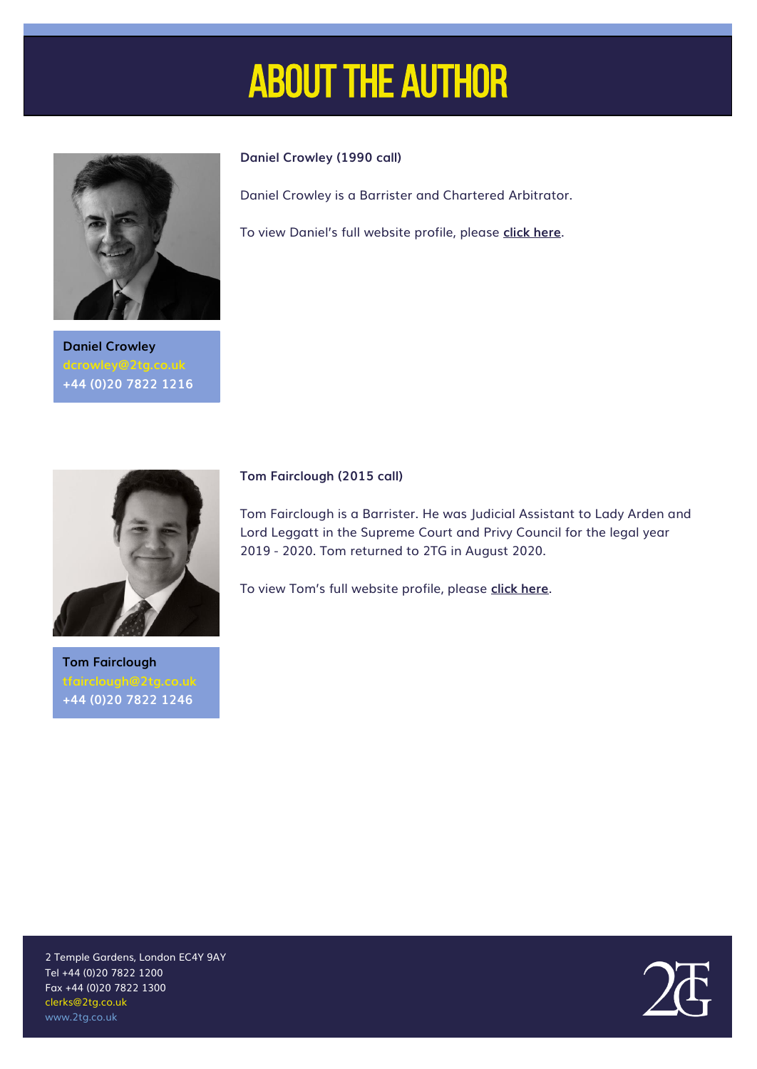# ABOUT THE AUTHOR

**Daniel Crowley (1990 call)**

Daniel Crowley is a Barrister and Chartered Arbitrator.

To view Daniel's full website profile, please **click here**.

**Daniel Crowley**
dcrowley@2tg.co.uk
**+44 (0)20 7822 1216**

**Tom Fairclough (2015 call)**

Tom Fairclough is a Barrister. He was Judicial Assistant to Lady Arden and Lord Leggatt in the Supreme Court and Privy Council for the legal year 2019 - 2020. Tom returned to 2TG in August 2020.

To view Tom's full website profile, please **click here**.

**Tom Fairclough**
tfairclough@2tg.co.uk
**+44 (0)20 7822 1246**

2 Temple Gardens, London EC4Y 9AY
Tel +44 (0)20 7822 1200
Fax +44 (0)20 7822 1300
clerks@2tg.co.uk
www.2tg.co.uk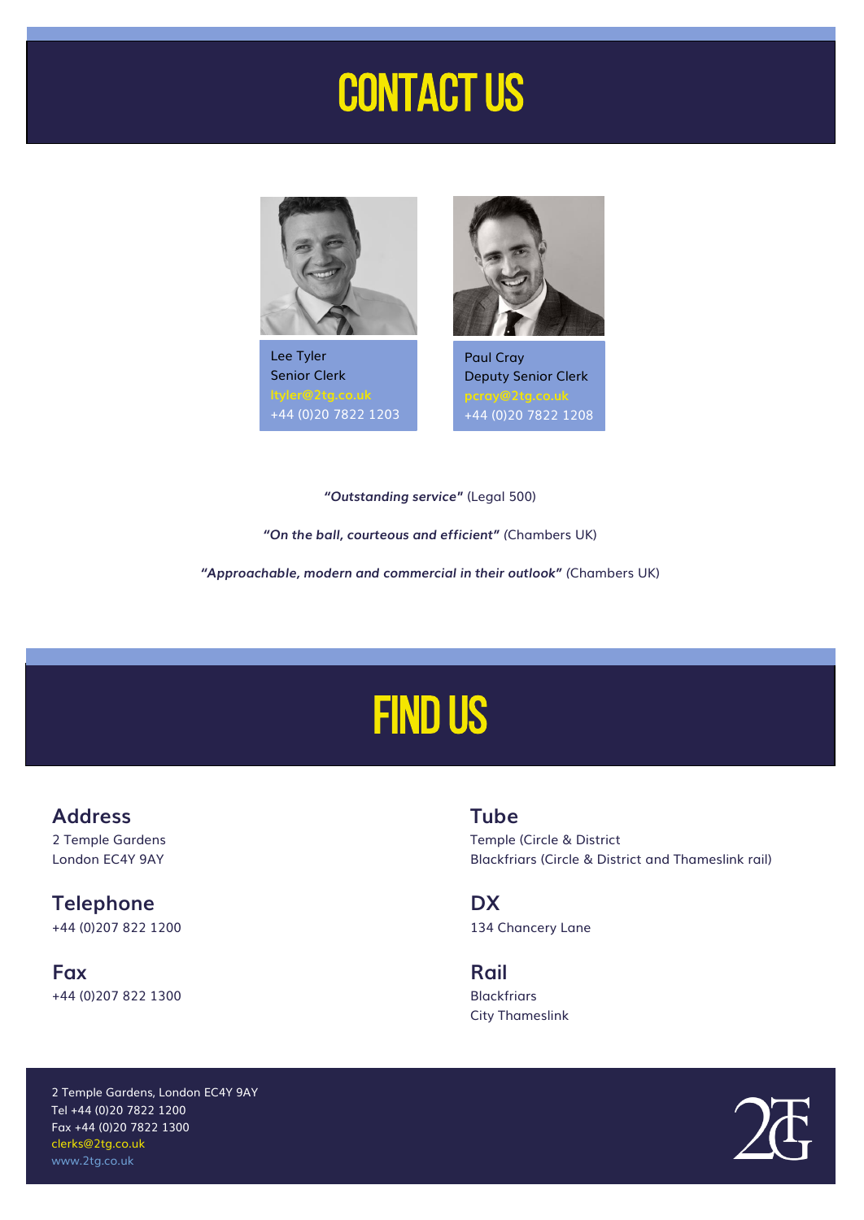# CONTACT US

Lee Tyler
Senior Clerk
ltyler@2tg.co.uk
+44 (0)20 7822 1203

Paul Cray
Deputy Senior Clerk
pcray@2tg.co.uk
+44 (0)20 7822 1208

***"Outstanding service"*** (Legal 500)

***"On the ball, courteous and efficient"*** *(*Chambers UK)

***"Approachable, modern and commercial in their outlook"*** (Chambers UK)

# FIND US

## Address

2 Temple Gardens
London EC4Y 9AY

## Telephone

+44 (0)207 822 1200

## Fax

+44 (0)207 822 1300

## Tube

Temple (Circle & District
Blackfriars (Circle & District and Thameslink rail)

## DX

134 Chancery Lane

## Rail

Blackfriars
City Thameslink

2 Temple Gardens, London EC4Y 9AY
Tel +44 (0)20 7822 1200
Fax +44 (0)20 7822 1300
clerks@2tg.co.uk
www.2tg.co.uk